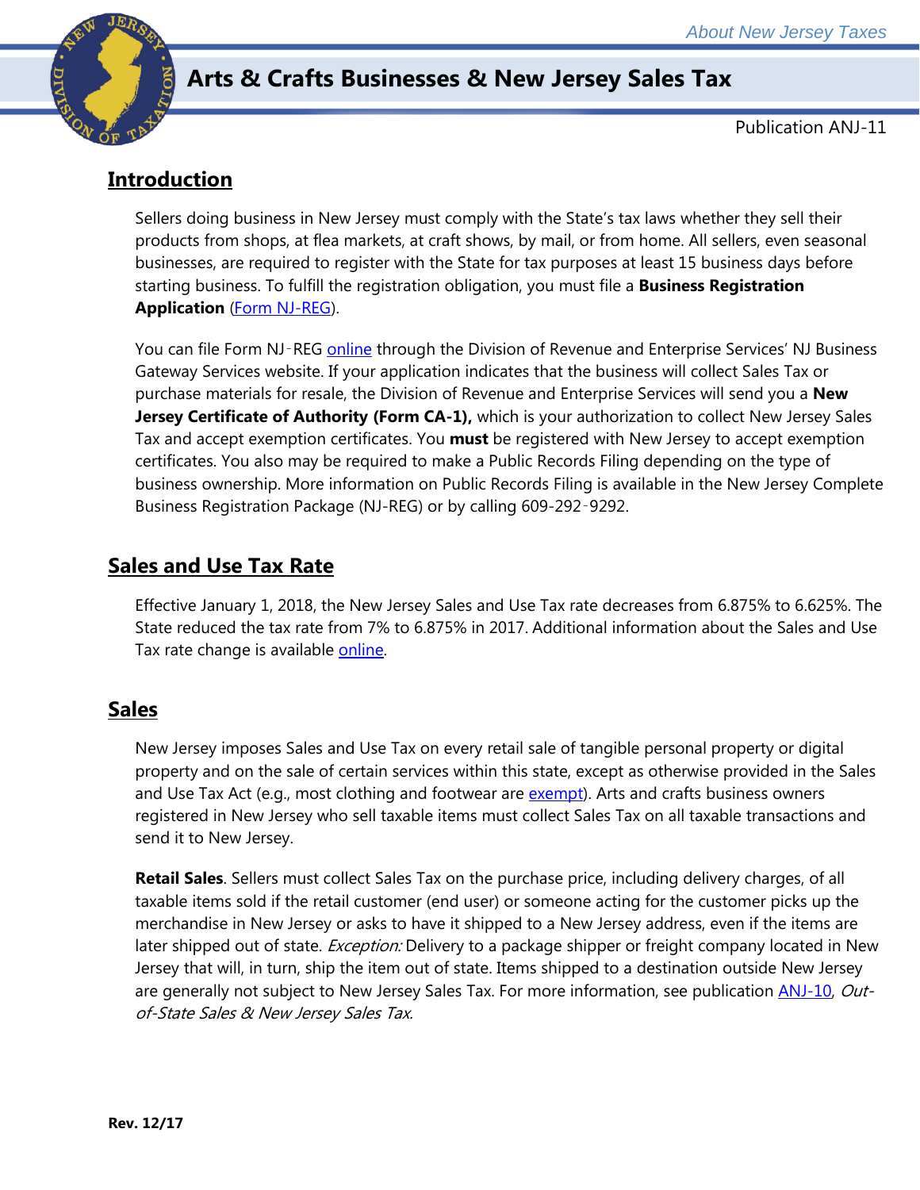# Arts & Crafts Businesses & New Jersey Sales Tax

Publication ANJ-11

## Introduction

Sellers doing business in New Jersey must comply with the State's tax laws whether they sell their products from shops, at flea markets, at craft shows, by mail, or from home. All sellers, even seasonal businesses, are required to register with the State for tax purposes at least 15 business days before starting business. To fulfill the registration obligation, you must file a **Business Registration Application** (Form NJ-REG).

You can file Form NJ‑REG online through the Division of Revenue and Enterprise Services' NJ Business Gateway Services website. If your application indicates that the business will collect Sales Tax or purchase materials for resale, the Division of Revenue and Enterprise Services will send you a **New Jersey Certificate of Authority (Form CA-1),** which is your authorization to collect New Jersey Sales Tax and accept exemption certificates. You **must** be registered with New Jersey to accept exemption certificates. You also may be required to make a Public Records Filing depending on the type of business ownership. More information on Public Records Filing is available in the New Jersey Complete Business Registration Package (NJ-REG) or by calling 609-292‑9292.

## Sales and Use Tax Rate

Effective January 1, 2018, the New Jersey Sales and Use Tax rate decreases from 6.875% to 6.625%. The State reduced the tax rate from 7% to 6.875% in 2017. Additional information about the Sales and Use Tax rate change is available online.

## Sales

New Jersey imposes Sales and Use Tax on every retail sale of tangible personal property or digital property and on the sale of certain services within this state, except as otherwise provided in the Sales and Use Tax Act (e.g., most clothing and footwear are exempt). Arts and crafts business owners registered in New Jersey who sell taxable items must collect Sales Tax on all taxable transactions and send it to New Jersey.

**Retail Sales**. Sellers must collect Sales Tax on the purchase price, including delivery charges, of all taxable items sold if the retail customer (end user) or someone acting for the customer picks up the merchandise in New Jersey or asks to have it shipped to a New Jersey address, even if the items are later shipped out of state. *Exception:* Delivery to a package shipper or freight company located in New Jersey that will, in turn, ship the item out of state. Items shipped to a destination outside New Jersey are generally not subject to New Jersey Sales Tax. For more information, see publication ANJ-10, *Out-of-State Sales & New Jersey Sales Tax.*

**Rev. 12/17**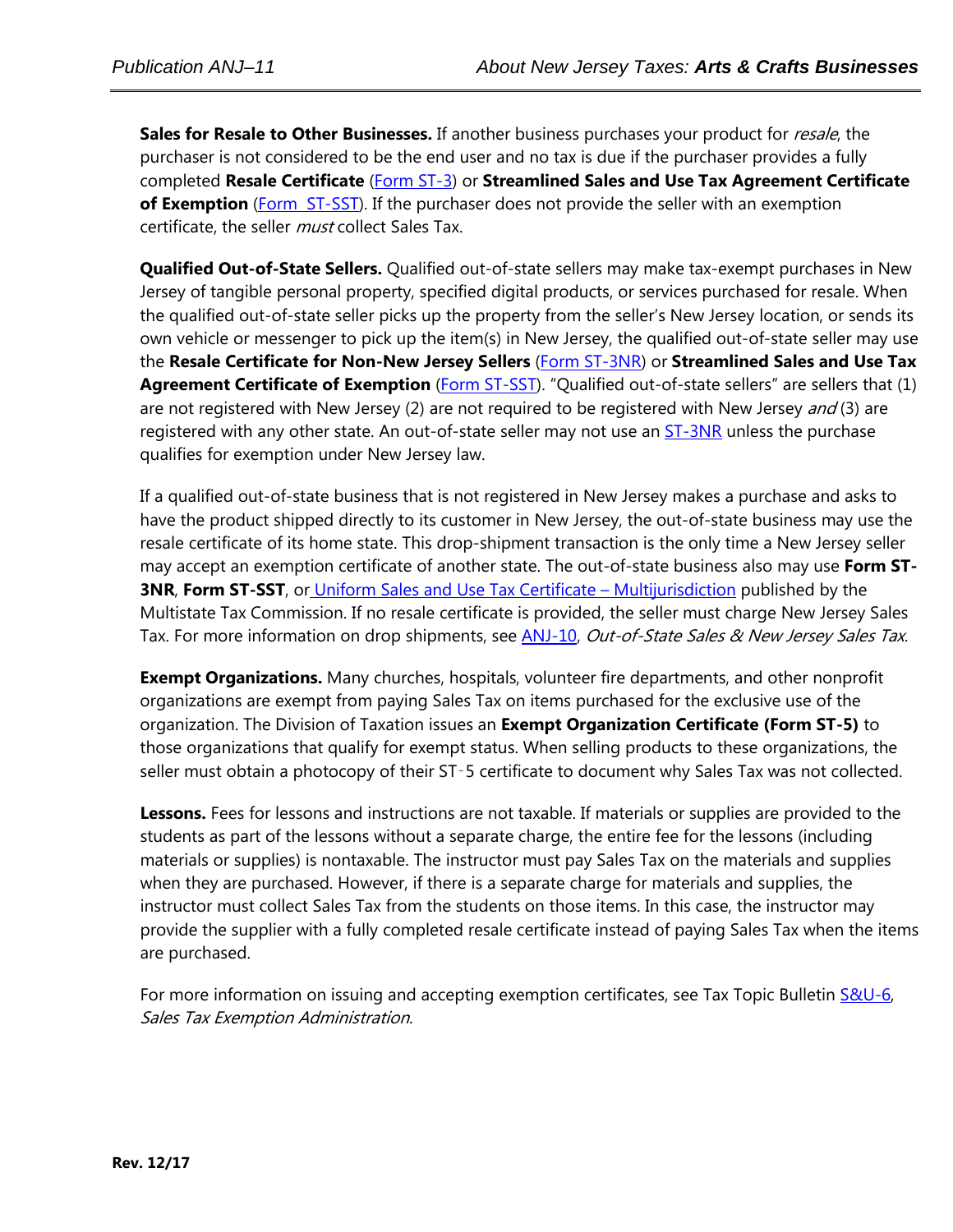**Sales for Resale to Other Businesses.** If another business purchases your product for *resale*, the purchaser is not considered to be the end user and no tax is due if the purchaser provides a fully completed **Resale Certificate** (Form ST-3) or **Streamlined Sales and Use Tax Agreement Certificate of Exemption** (Form ST-SST). If the purchaser does not provide the seller with an exemption certificate, the seller *must* collect Sales Tax.

**Qualified Out-of-State Sellers.** Qualified out-of-state sellers may make tax-exempt purchases in New Jersey of tangible personal property, specified digital products, or services purchased for resale. When the qualified out-of-state seller picks up the property from the seller's New Jersey location, or sends its own vehicle or messenger to pick up the item(s) in New Jersey, the qualified out-of-state seller may use the **Resale Certificate for Non-New Jersey Sellers** (Form ST-3NR) or **Streamlined Sales and Use Tax Agreement Certificate of Exemption** (Form ST-SST). "Qualified out-of-state sellers" are sellers that (1) are not registered with New Jersey (2) are not required to be registered with New Jersey *and* (3) are registered with any other state. An out-of-state seller may not use an ST-3NR unless the purchase qualifies for exemption under New Jersey law.

If a qualified out-of-state business that is not registered in New Jersey makes a purchase and asks to have the product shipped directly to its customer in New Jersey, the out-of-state business may use the resale certificate of its home state. This drop-shipment transaction is the only time a New Jersey seller may accept an exemption certificate of another state. The out-of-state business also may use **Form ST-3NR**, **Form ST-SST**, or Uniform Sales and Use Tax Certificate – Multijurisdiction published by the Multistate Tax Commission. If no resale certificate is provided, the seller must charge New Jersey Sales Tax. For more information on drop shipments, see ANJ-10, *Out-of-State Sales & New Jersey Sales Tax.*

**Exempt Organizations.** Many churches, hospitals, volunteer fire departments, and other nonprofit organizations are exempt from paying Sales Tax on items purchased for the exclusive use of the organization. The Division of Taxation issues an **Exempt Organization Certificate (Form ST-5)** to those organizations that qualify for exempt status. When selling products to these organizations, the seller must obtain a photocopy of their ST-5 certificate to document why Sales Tax was not collected.

**Lessons.** Fees for lessons and instructions are not taxable. If materials or supplies are provided to the students as part of the lessons without a separate charge, the entire fee for the lessons (including materials or supplies) is nontaxable. The instructor must pay Sales Tax on the materials and supplies when they are purchased. However, if there is a separate charge for materials and supplies, the instructor must collect Sales Tax from the students on those items. In this case, the instructor may provide the supplier with a fully completed resale certificate instead of paying Sales Tax when the items are purchased.

For more information on issuing and accepting exemption certificates, see Tax Topic Bulletin S&U-6, *Sales Tax Exemption Administration.*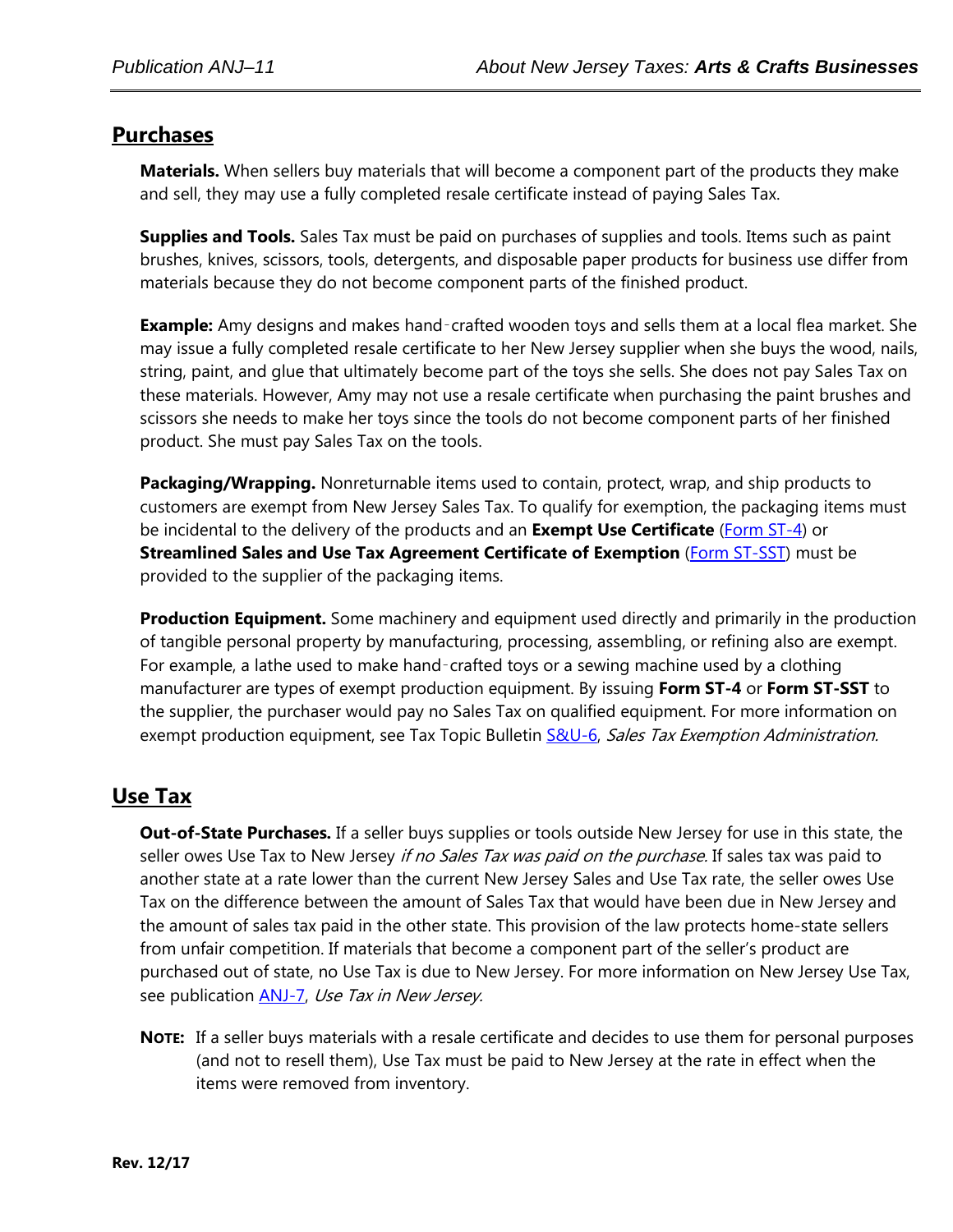## Purchases

**Materials.** When sellers buy materials that will become a component part of the products they make and sell, they may use a fully completed resale certificate instead of paying Sales Tax.

**Supplies and Tools.** Sales Tax must be paid on purchases of supplies and tools. Items such as paint brushes, knives, scissors, tools, detergents, and disposable paper products for business use differ from materials because they do not become component parts of the finished product.

**Example:** Amy designs and makes hand‑crafted wooden toys and sells them at a local flea market. She may issue a fully completed resale certificate to her New Jersey supplier when she buys the wood, nails, string, paint, and glue that ultimately become part of the toys she sells. She does not pay Sales Tax on these materials. However, Amy may not use a resale certificate when purchasing the paint brushes and scissors she needs to make her toys since the tools do not become component parts of her finished product. She must pay Sales Tax on the tools.

**Packaging/Wrapping.** Nonreturnable items used to contain, protect, wrap, and ship products to customers are exempt from New Jersey Sales Tax. To qualify for exemption, the packaging items must be incidental to the delivery of the products and an **Exempt Use Certificate** (Form ST-4) or **Streamlined Sales and Use Tax Agreement Certificate of Exemption** (Form ST-SST) must be provided to the supplier of the packaging items.

**Production Equipment.** Some machinery and equipment used directly and primarily in the production of tangible personal property by manufacturing, processing, assembling, or refining also are exempt. For example, a lathe used to make hand‑crafted toys or a sewing machine used by a clothing manufacturer are types of exempt production equipment. By issuing **Form ST-4** or **Form ST-SST** to the supplier, the purchaser would pay no Sales Tax on qualified equipment. For more information on exempt production equipment, see Tax Topic Bulletin S&U-6, *Sales Tax Exemption Administration.*

## Use Tax

**Out-of-State Purchases.** If a seller buys supplies or tools outside New Jersey for use in this state, the seller owes Use Tax to New Jersey *if no Sales Tax was paid on the purchase.* If sales tax was paid to another state at a rate lower than the current New Jersey Sales and Use Tax rate, the seller owes Use Tax on the difference between the amount of Sales Tax that would have been due in New Jersey and the amount of sales tax paid in the other state. This provision of the law protects home-state sellers from unfair competition. If materials that become a component part of the seller's product are purchased out of state, no Use Tax is due to New Jersey. For more information on New Jersey Use Tax, see publication ANJ-7, *Use Tax in New Jersey.*

**NOTE:** If a seller buys materials with a resale certificate and decides to use them for personal purposes (and not to resell them), Use Tax must be paid to New Jersey at the rate in effect when the items were removed from inventory.

**Rev. 12/17**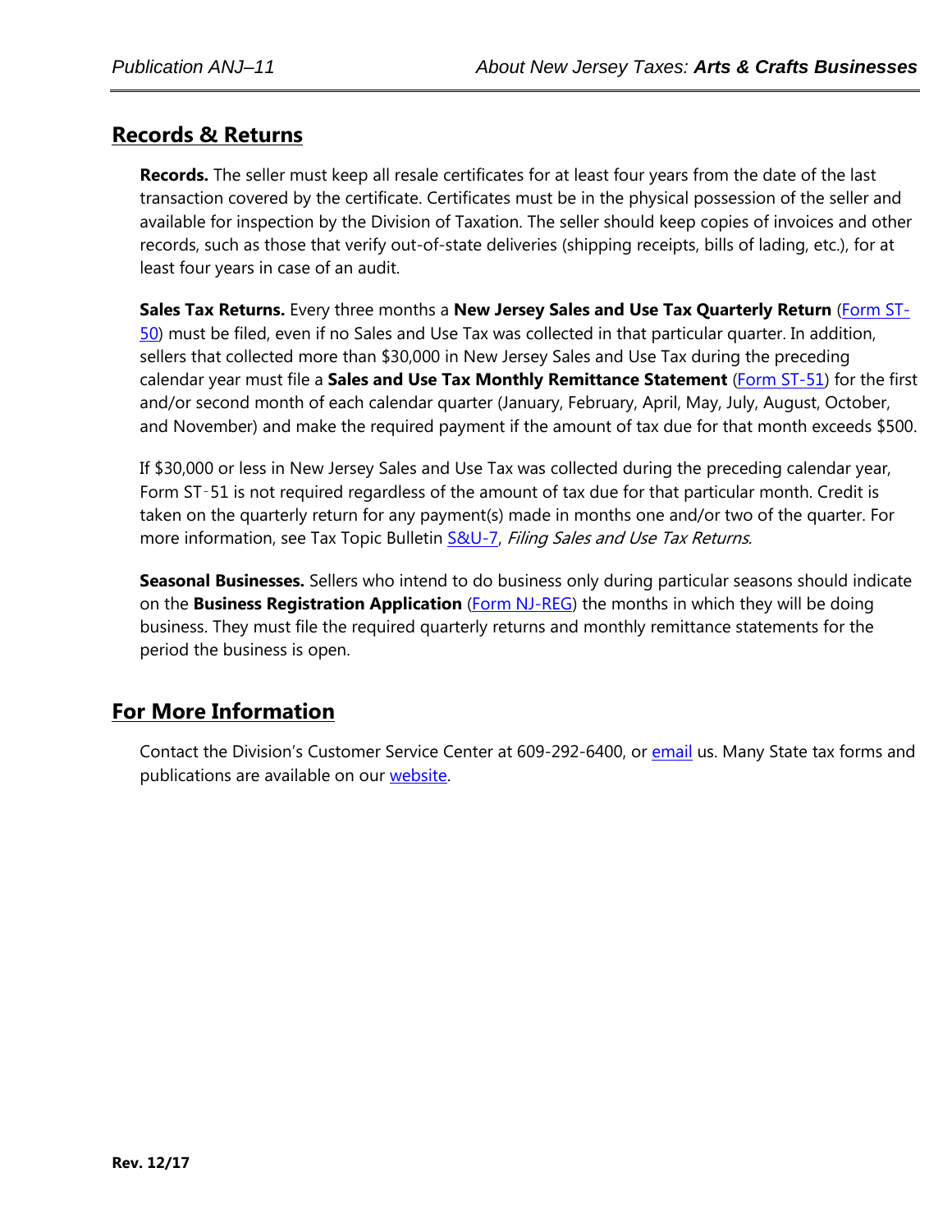## Records & Returns

**Records.** The seller must keep all resale certificates for at least four years from the date of the last transaction covered by the certificate. Certificates must be in the physical possession of the seller and available for inspection by the Division of Taxation. The seller should keep copies of invoices and other records, such as those that verify out-of-state deliveries (shipping receipts, bills of lading, etc.), for at least four years in case of an audit.

**Sales Tax Returns.** Every three months a **New Jersey Sales and Use Tax Quarterly Return** (Form ST-50) must be filed, even if no Sales and Use Tax was collected in that particular quarter. In addition, sellers that collected more than $30,000 in New Jersey Sales and Use Tax during the preceding calendar year must file a **Sales and Use Tax Monthly Remittance Statement** (Form ST-51) for the first and/or second month of each calendar quarter (January, February, April, May, July, August, October, and November) and make the required payment if the amount of tax due for that month exceeds $500.

If $30,000 or less in New Jersey Sales and Use Tax was collected during the preceding calendar year, Form ST-51 is not required regardless of the amount of tax due for that particular month. Credit is taken on the quarterly return for any payment(s) made in months one and/or two of the quarter. For more information, see Tax Topic Bulletin S&U-7, *Filing Sales and Use Tax Returns*.

**Seasonal Businesses.** Sellers who intend to do business only during particular seasons should indicate on the **Business Registration Application** (Form NJ-REG) the months in which they will be doing business. They must file the required quarterly returns and monthly remittance statements for the period the business is open.

## For More Information

Contact the Division's Customer Service Center at 609-292-6400, or email us. Many State tax forms and publications are available on our website.

**Rev. 12/17**